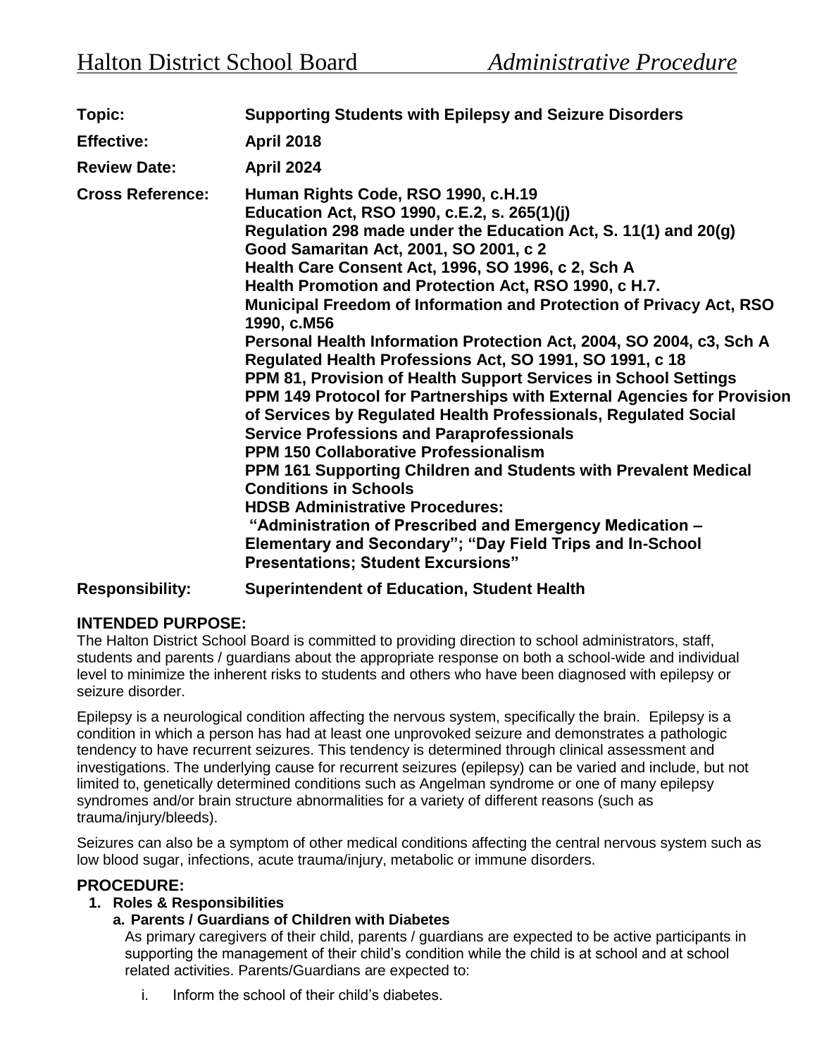# Halton District School Board *Administrative Procedure*

**Topic:** **Supporting Students with Epilepsy and Seizure Disorders**

**Effective:** **April 2018**

**Review Date:** **April 2024**

**Cross Reference:**
**Human Rights Code, RSO 1990, c.H.19**
**Education Act, RSO 1990, c.E.2, s. 265(1)(j)**
**Regulation 298 made under the Education Act, S. 11(1) and 20(g)**
**Good Samaritan Act, 2001, SO 2001, c 2**
**Health Care Consent Act, 1996, SO 1996, c 2, Sch A**
**Health Promotion and Protection Act, RSO 1990, c H.7.**
**Municipal Freedom of Information and Protection of Privacy Act, RSO 1990, c.M56**
**Personal Health Information Protection Act, 2004, SO 2004, c3, Sch A**
**Regulated Health Professions Act, SO 1991, SO 1991, c 18**
**PPM 81, Provision of Health Support Services in School Settings**
**PPM 149 Protocol for Partnerships with External Agencies for Provision of Services by Regulated Health Professionals, Regulated Social Service Professions and Paraprofessionals**
**PPM 150 Collaborative Professionalism**
**PPM 161 Supporting Children and Students with Prevalent Medical Conditions in Schools**
**HDSB Administrative Procedures:**
**"Administration of Prescribed and Emergency Medication – Elementary and Secondary"; "Day Field Trips and In-School Presentations; Student Excursions"**

**Responsibility:** **Superintendent of Education, Student Health**

## INTENDED PURPOSE:

The Halton District School Board is committed to providing direction to school administrators, staff, students and parents / guardians about the appropriate response on both a school-wide and individual level to minimize the inherent risks to students and others who have been diagnosed with epilepsy or seizure disorder.

Epilepsy is a neurological condition affecting the nervous system, specifically the brain. Epilepsy is a condition in which a person has had at least one unprovoked seizure and demonstrates a pathologic tendency to have recurrent seizures. This tendency is determined through clinical assessment and investigations. The underlying cause for recurrent seizures (epilepsy) can be varied and include, but not limited to, genetically determined conditions such as Angelman syndrome or one of many epilepsy syndromes and/or brain structure abnormalities for a variety of different reasons (such as trauma/injury/bleeds).

Seizures can also be a symptom of other medical conditions affecting the central nervous system such as low blood sugar, infections, acute trauma/injury, metabolic or immune disorders.

## PROCEDURE:

### 1. Roles & Responsibilities

#### a. Parents / Guardians of Children with Diabetes

As primary caregivers of their child, parents / guardians are expected to be active participants in supporting the management of their child's condition while the child is at school and at school related activities. Parents/Guardians are expected to:

i. Inform the school of their child's diabetes.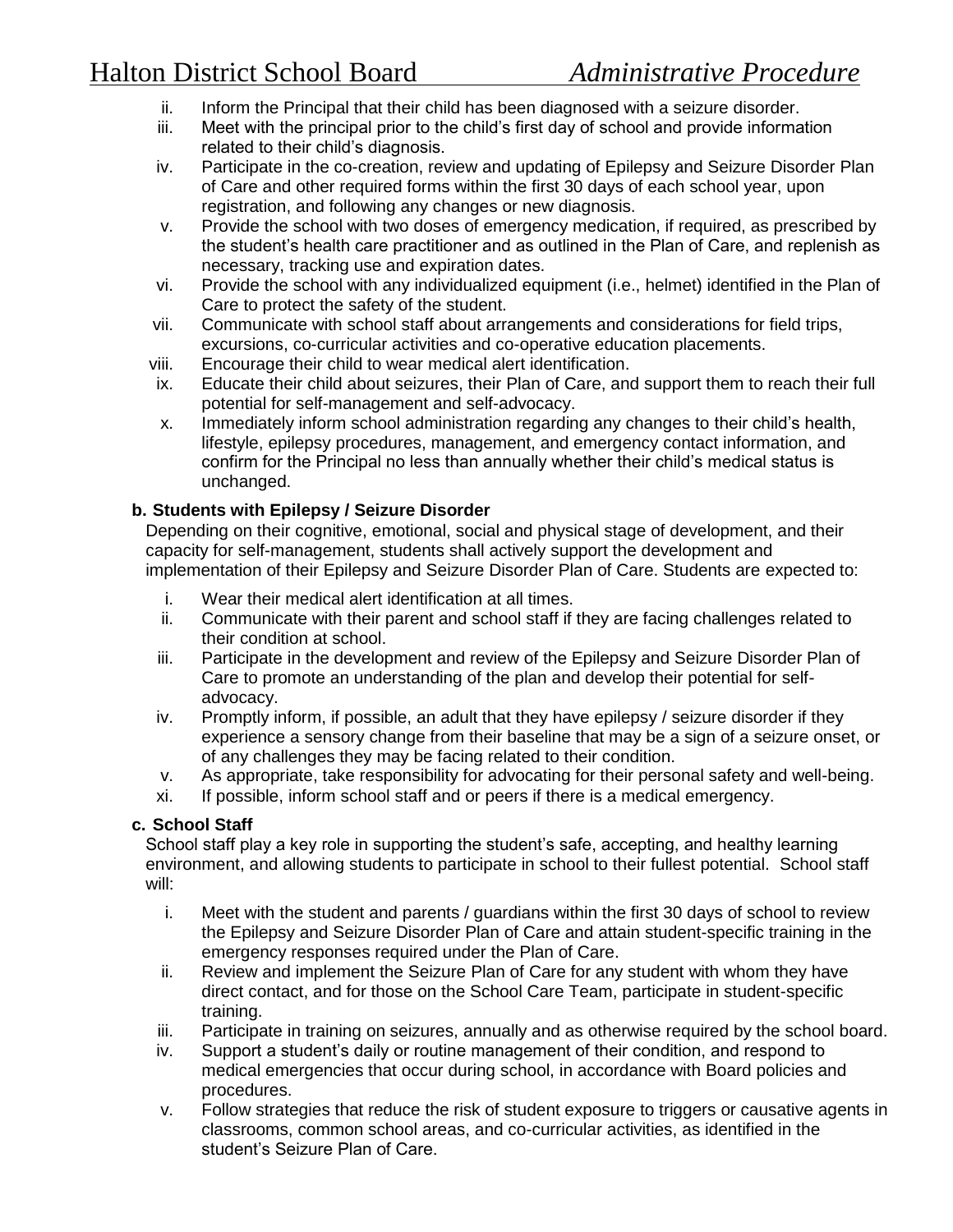ii. Inform the Principal that their child has been diagnosed with a seizure disorder.
iii. Meet with the principal prior to the child's first day of school and provide information related to their child's diagnosis.
iv. Participate in the co-creation, review and updating of Epilepsy and Seizure Disorder Plan of Care and other required forms within the first 30 days of each school year, upon registration, and following any changes or new diagnosis.
v. Provide the school with two doses of emergency medication, if required, as prescribed by the student's health care practitioner and as outlined in the Plan of Care, and replenish as necessary, tracking use and expiration dates.
vi. Provide the school with any individualized equipment (i.e., helmet) identified in the Plan of Care to protect the safety of the student.
vii. Communicate with school staff about arrangements and considerations for field trips, excursions, co-curricular activities and co-operative education placements.
viii. Encourage their child to wear medical alert identification.
ix. Educate their child about seizures, their Plan of Care, and support them to reach their full potential for self-management and self-advocacy.
x. Immediately inform school administration regarding any changes to their child's health, lifestyle, epilepsy procedures, management, and emergency contact information, and confirm for the Principal no less than annually whether their child's medical status is unchanged.

**b. Students with Epilepsy / Seizure Disorder**

Depending on their cognitive, emotional, social and physical stage of development, and their capacity for self-management, students shall actively support the development and implementation of their Epilepsy and Seizure Disorder Plan of Care. Students are expected to:

i. Wear their medical alert identification at all times.
ii. Communicate with their parent and school staff if they are facing challenges related to their condition at school.
iii. Participate in the development and review of the Epilepsy and Seizure Disorder Plan of Care to promote an understanding of the plan and develop their potential for self-advocacy.
iv. Promptly inform, if possible, an adult that they have epilepsy / seizure disorder if they experience a sensory change from their baseline that may be a sign of a seizure onset, or of any challenges they may be facing related to their condition.
v. As appropriate, take responsibility for advocating for their personal safety and well-being.
xi. If possible, inform school staff and or peers if there is a medical emergency.

**c. School Staff**

School staff play a key role in supporting the student's safe, accepting, and healthy learning environment, and allowing students to participate in school to their fullest potential. School staff will:

i. Meet with the student and parents / guardians within the first 30 days of school to review the Epilepsy and Seizure Disorder Plan of Care and attain student-specific training in the emergency responses required under the Plan of Care.
ii. Review and implement the Seizure Plan of Care for any student with whom they have direct contact, and for those on the School Care Team, participate in student-specific training.
iii. Participate in training on seizures, annually and as otherwise required by the school board.
iv. Support a student's daily or routine management of their condition, and respond to medical emergencies that occur during school, in accordance with Board policies and procedures.
v. Follow strategies that reduce the risk of student exposure to triggers or causative agents in classrooms, common school areas, and co-curricular activities, as identified in the student's Seizure Plan of Care.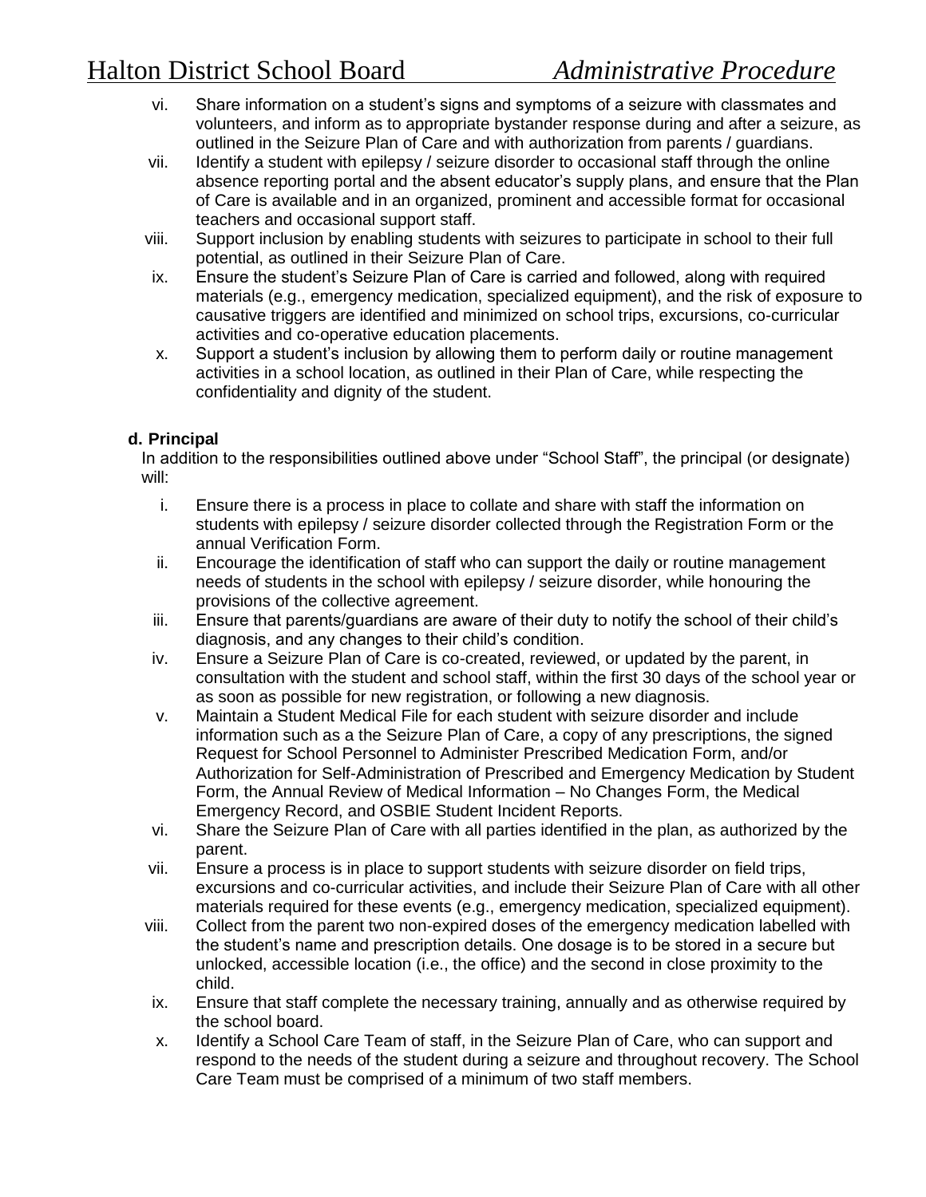vi. Share information on a student's signs and symptoms of a seizure with classmates and volunteers, and inform as to appropriate bystander response during and after a seizure, as outlined in the Seizure Plan of Care and with authorization from parents / guardians.

vii. Identify a student with epilepsy / seizure disorder to occasional staff through the online absence reporting portal and the absent educator's supply plans, and ensure that the Plan of Care is available and in an organized, prominent and accessible format for occasional teachers and occasional support staff.

viii. Support inclusion by enabling students with seizures to participate in school to their full potential, as outlined in their Seizure Plan of Care.

ix. Ensure the student's Seizure Plan of Care is carried and followed, along with required materials (e.g., emergency medication, specialized equipment), and the risk of exposure to causative triggers are identified and minimized on school trips, excursions, co-curricular activities and co-operative education placements.

x. Support a student's inclusion by allowing them to perform daily or routine management activities in a school location, as outlined in their Plan of Care, while respecting the confidentiality and dignity of the student.

**d. Principal**

In addition to the responsibilities outlined above under "School Staff", the principal (or designate) will:

i. Ensure there is a process in place to collate and share with staff the information on students with epilepsy / seizure disorder collected through the Registration Form or the annual Verification Form.

ii. Encourage the identification of staff who can support the daily or routine management needs of students in the school with epilepsy / seizure disorder, while honouring the provisions of the collective agreement.

iii. Ensure that parents/guardians are aware of their duty to notify the school of their child's diagnosis, and any changes to their child's condition.

iv. Ensure a Seizure Plan of Care is co-created, reviewed, or updated by the parent, in consultation with the student and school staff, within the first 30 days of the school year or as soon as possible for new registration, or following a new diagnosis.

v. Maintain a Student Medical File for each student with seizure disorder and include information such as a the Seizure Plan of Care, a copy of any prescriptions, the signed Request for School Personnel to Administer Prescribed Medication Form, and/or Authorization for Self-Administration of Prescribed and Emergency Medication by Student Form, the Annual Review of Medical Information – No Changes Form, the Medical Emergency Record, and OSBIE Student Incident Reports.

vi. Share the Seizure Plan of Care with all parties identified in the plan, as authorized by the parent.

vii. Ensure a process is in place to support students with seizure disorder on field trips, excursions and co-curricular activities, and include their Seizure Plan of Care with all other materials required for these events (e.g., emergency medication, specialized equipment).

viii. Collect from the parent two non-expired doses of the emergency medication labelled with the student's name and prescription details. One dosage is to be stored in a secure but unlocked, accessible location (i.e., the office) and the second in close proximity to the child.

ix. Ensure that staff complete the necessary training, annually and as otherwise required by the school board.

x. Identify a School Care Team of staff, in the Seizure Plan of Care, who can support and respond to the needs of the student during a seizure and throughout recovery. The School Care Team must be comprised of a minimum of two staff members.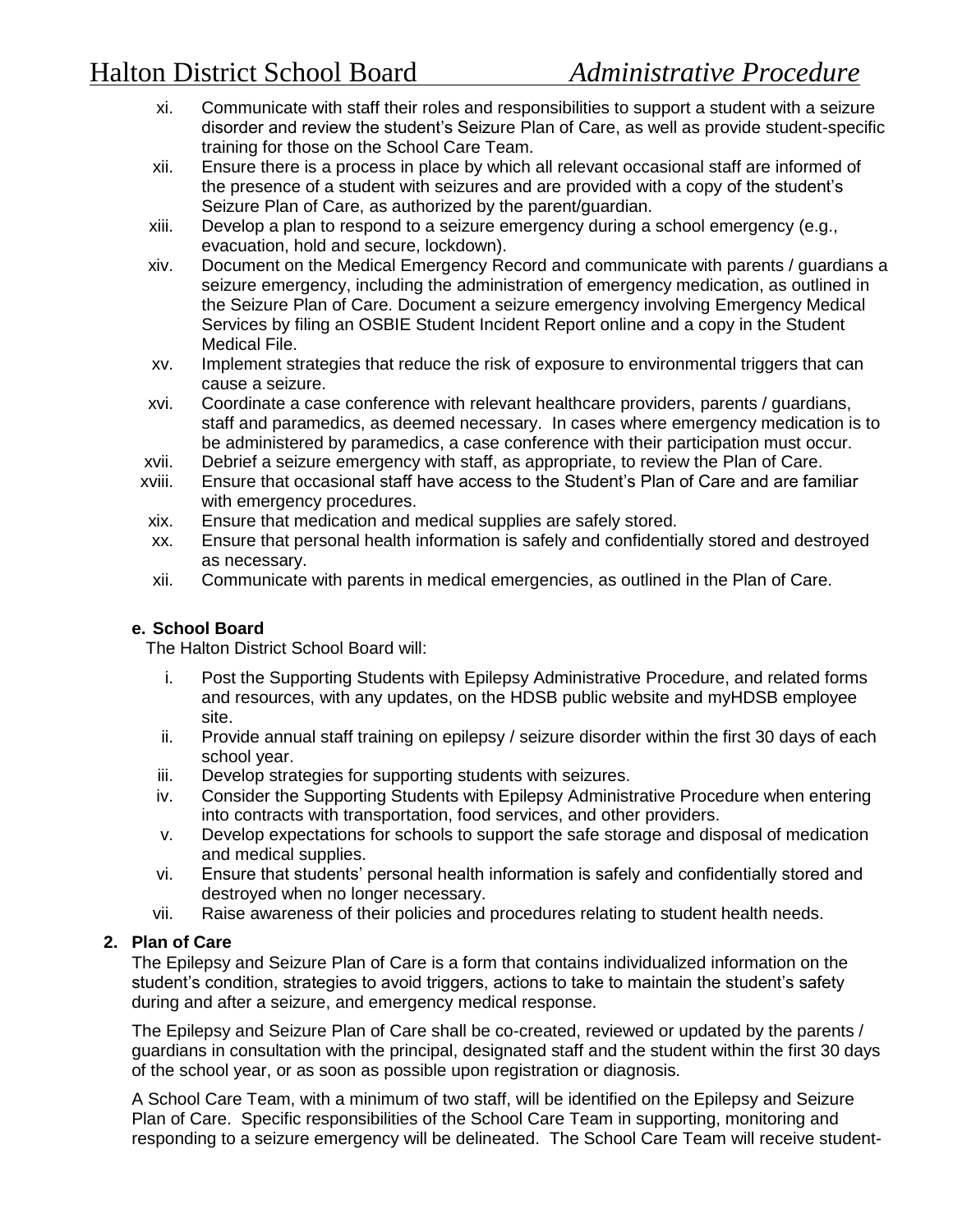xi. Communicate with staff their roles and responsibilities to support a student with a seizure disorder and review the student's Seizure Plan of Care, as well as provide student-specific training for those on the School Care Team.

xii. Ensure there is a process in place by which all relevant occasional staff are informed of the presence of a student with seizures and are provided with a copy of the student's Seizure Plan of Care, as authorized by the parent/guardian.

xiii. Develop a plan to respond to a seizure emergency during a school emergency (e.g., evacuation, hold and secure, lockdown).

xiv. Document on the Medical Emergency Record and communicate with parents / guardians a seizure emergency, including the administration of emergency medication, as outlined in the Seizure Plan of Care. Document a seizure emergency involving Emergency Medical Services by filing an OSBIE Student Incident Report online and a copy in the Student Medical File.

xv. Implement strategies that reduce the risk of exposure to environmental triggers that can cause a seizure.

xvi. Coordinate a case conference with relevant healthcare providers, parents / guardians, staff and paramedics, as deemed necessary. In cases where emergency medication is to be administered by paramedics, a case conference with their participation must occur.

xvii. Debrief a seizure emergency with staff, as appropriate, to review the Plan of Care.

xviii. Ensure that occasional staff have access to the Student's Plan of Care and are familiar with emergency procedures.

xix. Ensure that medication and medical supplies are safely stored.

xx. Ensure that personal health information is safely and confidentially stored and destroyed as necessary.

xii. Communicate with parents in medical emergencies, as outlined in the Plan of Care.

**e. School Board**

The Halton District School Board will:

i. Post the Supporting Students with Epilepsy Administrative Procedure, and related forms and resources, with any updates, on the HDSB public website and myHDSB employee site.

ii. Provide annual staff training on epilepsy / seizure disorder within the first 30 days of each school year.

iii. Develop strategies for supporting students with seizures.

iv. Consider the Supporting Students with Epilepsy Administrative Procedure when entering into contracts with transportation, food services, and other providers.

v. Develop expectations for schools to support the safe storage and disposal of medication and medical supplies.

vi. Ensure that students' personal health information is safely and confidentially stored and destroyed when no longer necessary.

vii. Raise awareness of their policies and procedures relating to student health needs.

**2. Plan of Care**

The Epilepsy and Seizure Plan of Care is a form that contains individualized information on the student's condition, strategies to avoid triggers, actions to take to maintain the student's safety during and after a seizure, and emergency medical response.

The Epilepsy and Seizure Plan of Care shall be co-created, reviewed or updated by the parents / guardians in consultation with the principal, designated staff and the student within the first 30 days of the school year, or as soon as possible upon registration or diagnosis.

A School Care Team, with a minimum of two staff, will be identified on the Epilepsy and Seizure Plan of Care. Specific responsibilities of the School Care Team in supporting, monitoring and responding to a seizure emergency will be delineated. The School Care Team will receive student-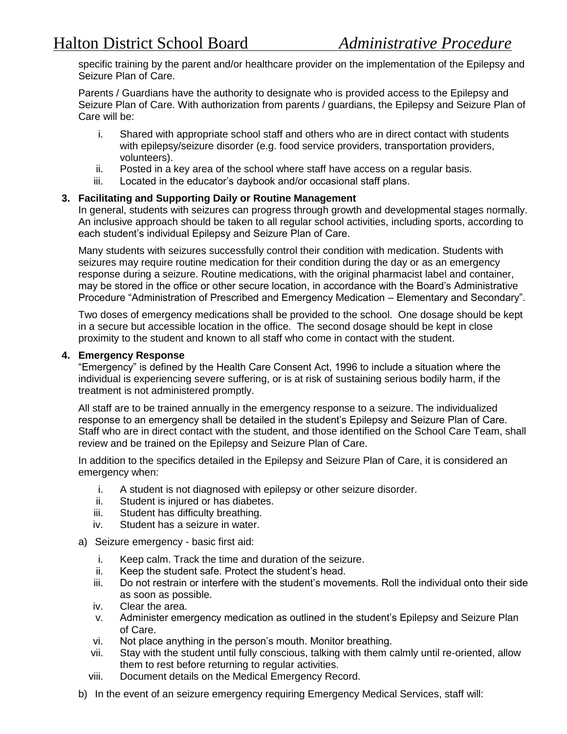specific training by the parent and/or healthcare provider on the implementation of the Epilepsy and Seizure Plan of Care.

Parents / Guardians have the authority to designate who is provided access to the Epilepsy and Seizure Plan of Care. With authorization from parents / guardians, the Epilepsy and Seizure Plan of Care will be:

i. Shared with appropriate school staff and others who are in direct contact with students with epilepsy/seizure disorder (e.g. food service providers, transportation providers, volunteers).
ii. Posted in a key area of the school where staff have access on a regular basis.
iii. Located in the educator's daybook and/or occasional staff plans.

**3. Facilitating and Supporting Daily or Routine Management**

In general, students with seizures can progress through growth and developmental stages normally. An inclusive approach should be taken to all regular school activities, including sports, according to each student's individual Epilepsy and Seizure Plan of Care.

Many students with seizures successfully control their condition with medication. Students with seizures may require routine medication for their condition during the day or as an emergency response during a seizure. Routine medications, with the original pharmacist label and container, may be stored in the office or other secure location, in accordance with the Board's Administrative Procedure "Administration of Prescribed and Emergency Medication – Elementary and Secondary".

Two doses of emergency medications shall be provided to the school. One dosage should be kept in a secure but accessible location in the office. The second dosage should be kept in close proximity to the student and known to all staff who come in contact with the student.

**4. Emergency Response**

"Emergency" is defined by the Health Care Consent Act, 1996 to include a situation where the individual is experiencing severe suffering, or is at risk of sustaining serious bodily harm, if the treatment is not administered promptly.

All staff are to be trained annually in the emergency response to a seizure. The individualized response to an emergency shall be detailed in the student's Epilepsy and Seizure Plan of Care. Staff who are in direct contact with the student, and those identified on the School Care Team, shall review and be trained on the Epilepsy and Seizure Plan of Care.

In addition to the specifics detailed in the Epilepsy and Seizure Plan of Care, it is considered an emergency when:

i. A student is not diagnosed with epilepsy or other seizure disorder.
ii. Student is injured or has diabetes.
iii. Student has difficulty breathing.
iv. Student has a seizure in water.

a) Seizure emergency - basic first aid:

i. Keep calm. Track the time and duration of the seizure.
ii. Keep the student safe. Protect the student's head.
iii. Do not restrain or interfere with the student's movements. Roll the individual onto their side as soon as possible.
iv. Clear the area.
v. Administer emergency medication as outlined in the student's Epilepsy and Seizure Plan of Care.
vi. Not place anything in the person's mouth. Monitor breathing.
vii. Stay with the student until fully conscious, talking with them calmly until re-oriented, allow them to rest before returning to regular activities.
viii. Document details on the Medical Emergency Record.

b) In the event of an seizure emergency requiring Emergency Medical Services, staff will: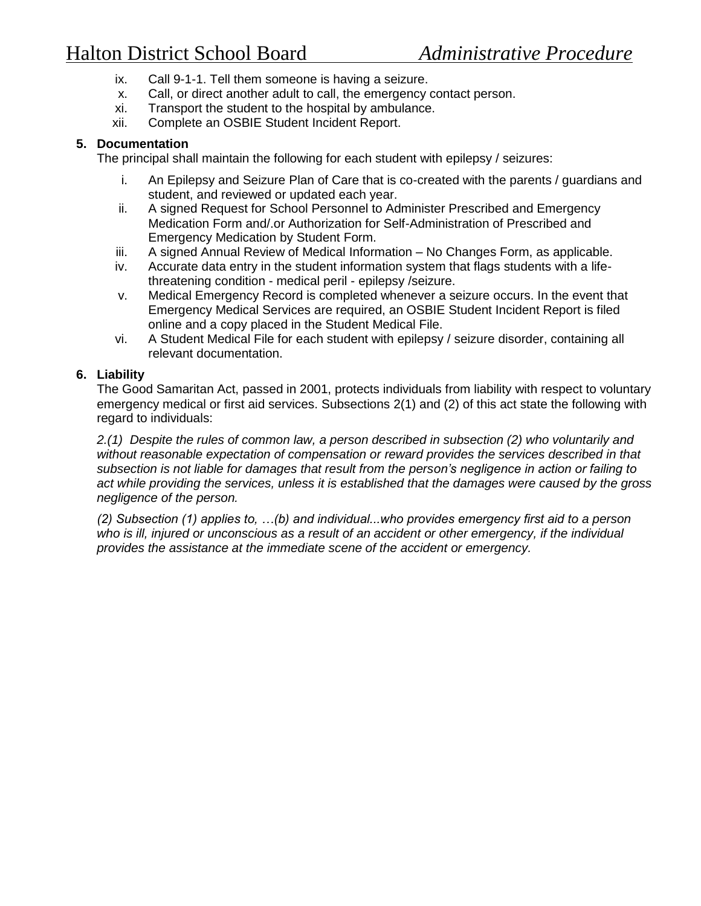ix. Call 9-1-1. Tell them someone is having a seizure.
x. Call, or direct another adult to call, the emergency contact person.
xi. Transport the student to the hospital by ambulance.
xii. Complete an OSBIE Student Incident Report.

**5. Documentation**

The principal shall maintain the following for each student with epilepsy / seizures:

i. An Epilepsy and Seizure Plan of Care that is co-created with the parents / guardians and student, and reviewed or updated each year.
ii. A signed Request for School Personnel to Administer Prescribed and Emergency Medication Form and/.or Authorization for Self-Administration of Prescribed and Emergency Medication by Student Form.
iii. A signed Annual Review of Medical Information – No Changes Form, as applicable.
iv. Accurate data entry in the student information system that flags students with a life-threatening condition - medical peril - epilepsy /seizure.
v. Medical Emergency Record is completed whenever a seizure occurs. In the event that Emergency Medical Services are required, an OSBIE Student Incident Report is filed online and a copy placed in the Student Medical File.
vi. A Student Medical File for each student with epilepsy / seizure disorder, containing all relevant documentation.

**6. Liability**

The Good Samaritan Act, passed in 2001, protects individuals from liability with respect to voluntary emergency medical or first aid services. Subsections 2(1) and (2) of this act state the following with regard to individuals:

*2.(1) Despite the rules of common law, a person described in subsection (2) who voluntarily and without reasonable expectation of compensation or reward provides the services described in that subsection is not liable for damages that result from the person's negligence in action or failing to act while providing the services, unless it is established that the damages were caused by the gross negligence of the person.*

*(2) Subsection (1) applies to, …(b) and individual...who provides emergency first aid to a person who is ill, injured or unconscious as a result of an accident or other emergency, if the individual provides the assistance at the immediate scene of the accident or emergency.*